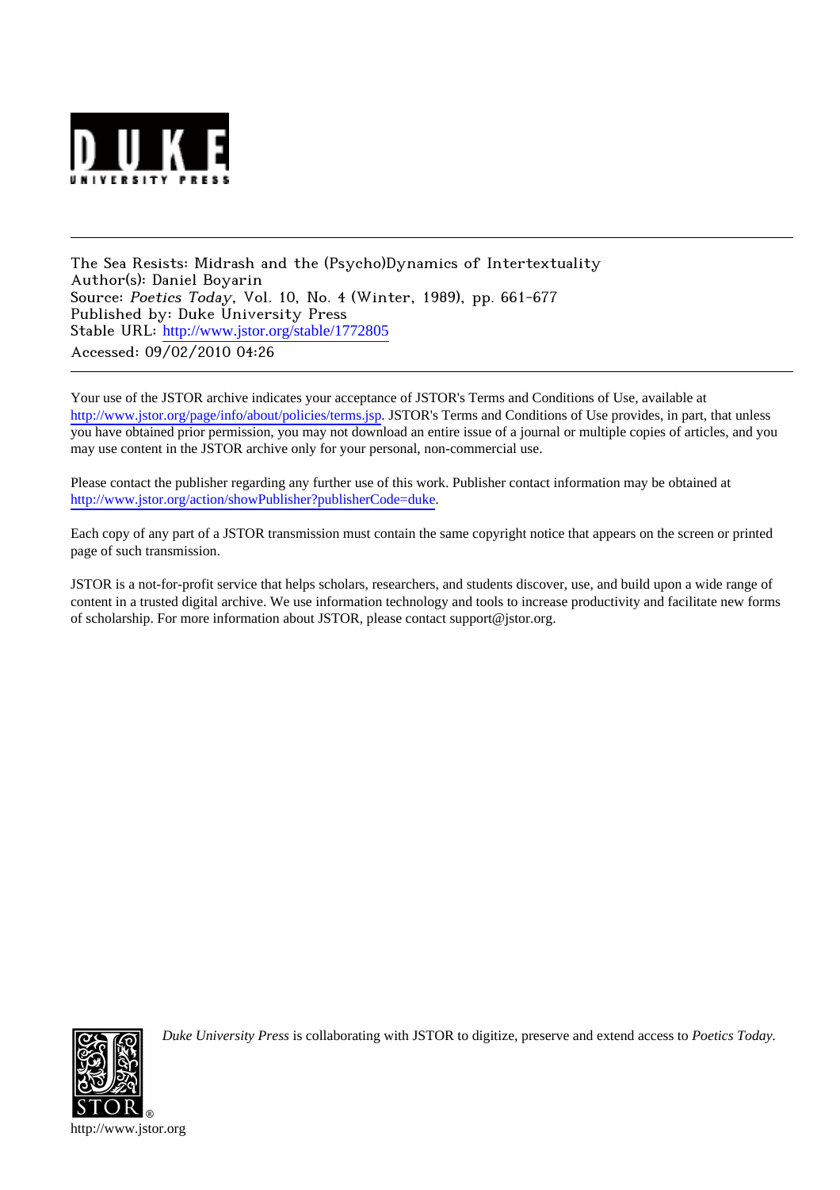The Sea Resists: Midrash and the (Psycho)Dynamics of Intertextuality
Author(s): Daniel Boyarin
Source: *Poetics Today*, Vol. 10, No. 4 (Winter, 1989), pp. 661-677
Published by: Duke University Press
Stable URL: http://www.jstor.org/stable/1772805
Accessed: 09/02/2010 04:26

Your use of the JSTOR archive indicates your acceptance of JSTOR's Terms and Conditions of Use, available at http://www.jstor.org/page/info/about/policies/terms.jsp. JSTOR's Terms and Conditions of Use provides, in part, that unless you have obtained prior permission, you may not download an entire issue of a journal or multiple copies of articles, and you may use content in the JSTOR archive only for your personal, non-commercial use.

Please contact the publisher regarding any further use of this work. Publisher contact information may be obtained at http://www.jstor.org/action/showPublisher?publisherCode=duke.

Each copy of any part of a JSTOR transmission must contain the same copyright notice that appears on the screen or printed page of such transmission.

JSTOR is a not-for-profit service that helps scholars, researchers, and students discover, use, and build upon a wide range of content in a trusted digital archive. We use information technology and tools to increase productivity and facilitate new forms of scholarship. For more information about JSTOR, please contact support@jstor.org.

*Duke University Press* is collaborating with JSTOR to digitize, preserve and extend access to *Poetics Today*.

http://www.jstor.org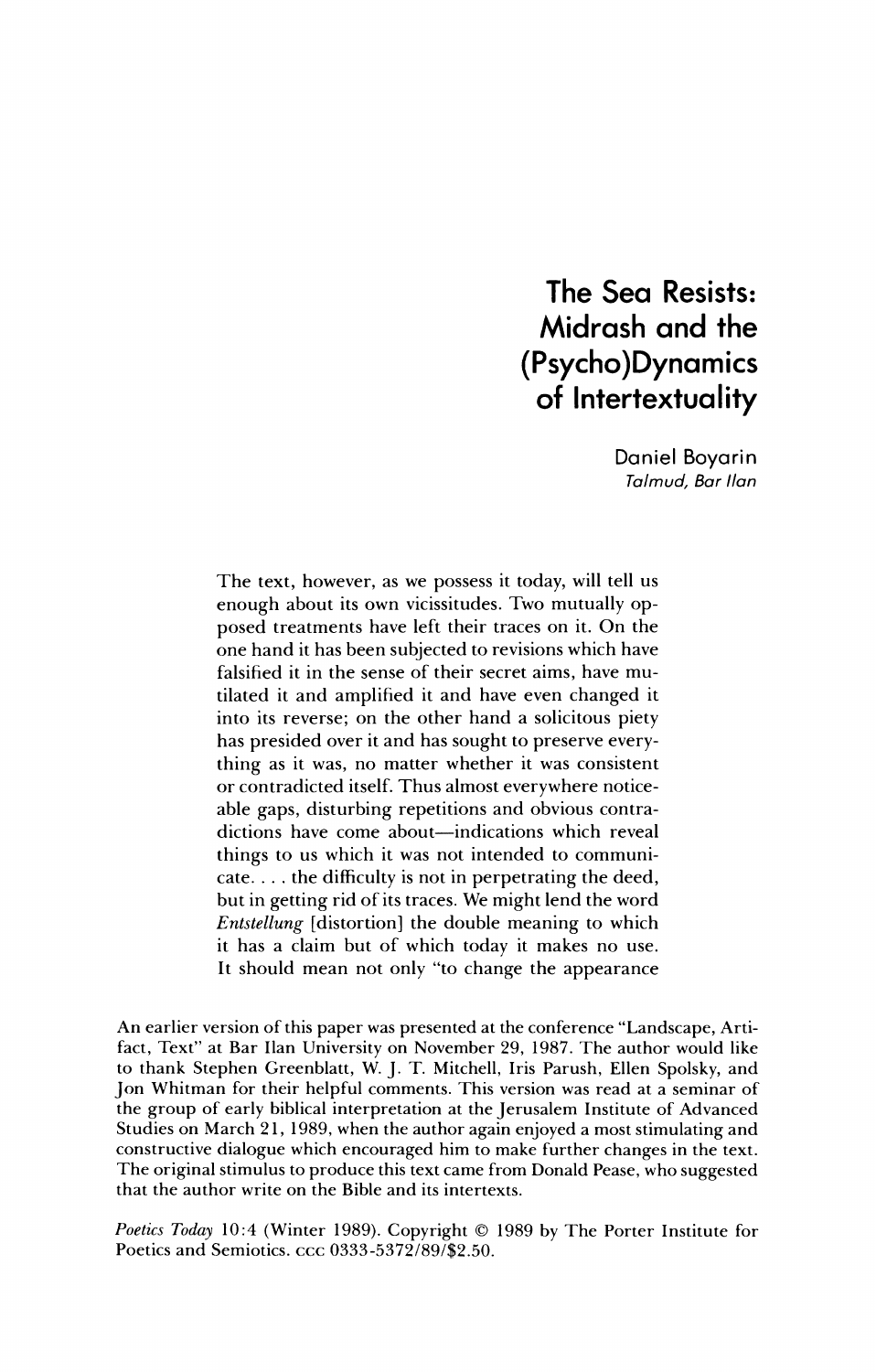# The Sea Resists: Midrash and the (Psycho)Dynamics of Intertextuality

Daniel Boyarin
*Talmud, Bar Ilan*

> The text, however, as we possess it today, will tell us enough about its own vicissitudes. Two mutually opposed treatments have left their traces on it. On the one hand it has been subjected to revisions which have falsified it in the sense of their secret aims, have mutilated it and amplified it and have even changed it into its reverse; on the other hand a solicitous piety has presided over it and has sought to preserve everything as it was, no matter whether it was consistent or contradicted itself. Thus almost everywhere noticeable gaps, disturbing repetitions and obvious contradictions have come about—indications which reveal things to us which it was not intended to communicate. . . . the difficulty is not in perpetrating the deed, but in getting rid of its traces. We might lend the word *Entstellung* [distortion] the double meaning to which it has a claim but of which today it makes no use. It should mean not only "to change the appearance

An earlier version of this paper was presented at the conference "Landscape, Artifact, Text" at Bar Ilan University on November 29, 1987. The author would like to thank Stephen Greenblatt, W. J. T. Mitchell, Iris Parush, Ellen Spolsky, and Jon Whitman for their helpful comments. This version was read at a seminar of the group of early biblical interpretation at the Jerusalem Institute of Advanced Studies on March 21, 1989, when the author again enjoyed a most stimulating and constructive dialogue which encouraged him to make further changes in the text. The original stimulus to produce this text came from Donald Pease, who suggested that the author write on the Bible and its intertexts.

*Poetics Today* 10:4 (Winter 1989). Copyright © 1989 by The Porter Institute for Poetics and Semiotics. CCC 0333-5372/89/$2.50.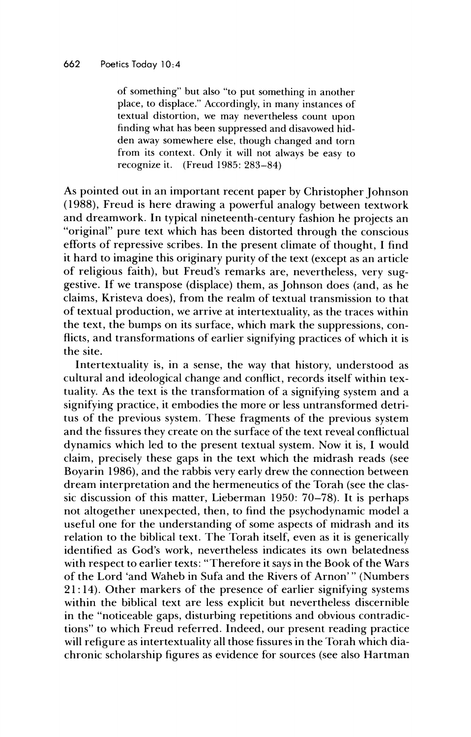> of something" but also "to put something in another place, to displace." Accordingly, in many instances of textual distortion, we may nevertheless count upon finding what has been suppressed and disavowed hidden away somewhere else, though changed and torn from its context. Only it will not always be easy to recognize it. (Freud 1985: 283–84)

As pointed out in an important recent paper by Christopher Johnson (1988), Freud is here drawing a powerful analogy between textwork and dreamwork. In typical nineteenth-century fashion he projects an "original" pure text which has been distorted through the conscious efforts of repressive scribes. In the present climate of thought, I find it hard to imagine this originary purity of the text (except as an article of religious faith), but Freud's remarks are, nevertheless, very suggestive. If we transpose (displace) them, as Johnson does (and, as he claims, Kristeva does), from the realm of textual transmission to that of textual production, we arrive at intertextuality, as the traces within the text, the bumps on its surface, which mark the suppressions, conflicts, and transformations of earlier signifying practices of which it is the site.

Intertextuality is, in a sense, the way that history, understood as cultural and ideological change and conflict, records itself within textuality. As the text is the transformation of a signifying system and a signifying practice, it embodies the more or less untransformed detritus of the previous system. These fragments of the previous system and the fissures they create on the surface of the text reveal conflictual dynamics which led to the present textual system. Now it is, I would claim, precisely these gaps in the text which the midrash reads (see Boyarin 1986), and the rabbis very early drew the connection between dream interpretation and the hermeneutics of the Torah (see the classic discussion of this matter, Lieberman 1950: 70–78). It is perhaps not altogether unexpected, then, to find the psychodynamic model a useful one for the understanding of some aspects of midrash and its relation to the biblical text. The Torah itself, even as it is generically identified as God's work, nevertheless indicates its own belatedness with respect to earlier texts: "Therefore it says in the Book of the Wars of the Lord 'and Waheb in Sufa and the Rivers of Arnon'" (Numbers 21:14). Other markers of the presence of earlier signifying systems within the biblical text are less explicit but nevertheless discernible in the "noticeable gaps, disturbing repetitions and obvious contradictions" to which Freud referred. Indeed, our present reading practice will refigure as intertextuality all those fissures in the Torah which diachronic scholarship figures as evidence for sources (see also Hartman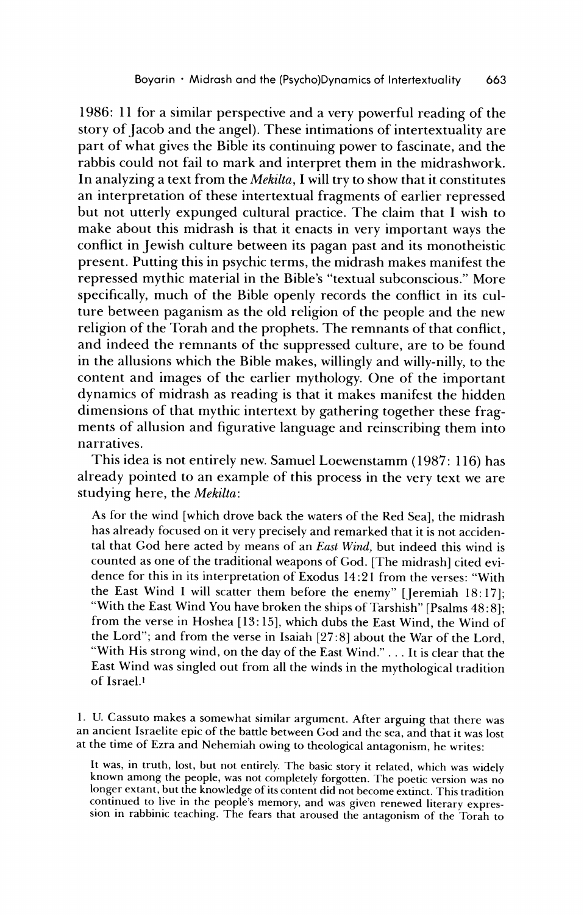1986: 11 for a similar perspective and a very powerful reading of the story of Jacob and the angel). These intimations of intertextuality are part of what gives the Bible its continuing power to fascinate, and the rabbis could not fail to mark and interpret them in the midrashwork. In analyzing a text from the *Mekilta*, I will try to show that it constitutes an interpretation of these intertextual fragments of earlier repressed but not utterly expunged cultural practice. The claim that I wish to make about this midrash is that it enacts in very important ways the conflict in Jewish culture between its pagan past and its monotheistic present. Putting this in psychic terms, the midrash makes manifest the repressed mythic material in the Bible's "textual subconscious." More specifically, much of the Bible openly records the conflict in its culture between paganism as the old religion of the people and the new religion of the Torah and the prophets. The remnants of that conflict, and indeed the remnants of the suppressed culture, are to be found in the allusions which the Bible makes, willingly and willy-nilly, to the content and images of the earlier mythology. One of the important dynamics of midrash as reading is that it makes manifest the hidden dimensions of that mythic intertext by gathering together these fragments of allusion and figurative language and reinscribing them into narratives.

This idea is not entirely new. Samuel Loewenstamm (1987: 116) has already pointed to an example of this process in the very text we are studying here, the *Mekilta*:

> As for the wind [which drove back the waters of the Red Sea], the midrash has already focused on it very precisely and remarked that it is not accidental that God here acted by means of an *East Wind*, but indeed this wind is counted as one of the traditional weapons of God. [The midrash] cited evidence for this in its interpretation of Exodus 14:21 from the verses: "With the East Wind I will scatter them before the enemy" [Jeremiah 18:17]; "With the East Wind You have broken the ships of Tarshish" [Psalms 48:8]; from the verse in Hoshea [13:15], which dubs the East Wind, the Wind of the Lord"; and from the verse in Isaiah [27:8] about the War of the Lord, "With His strong wind, on the day of the East Wind." . . . It is clear that the East Wind was singled out from all the winds in the mythological tradition of Israel.[1]

1. U. Cassuto makes a somewhat similar argument. After arguing that there was an ancient Israelite epic of the battle between God and the sea, and that it was lost at the time of Ezra and Nehemiah owing to theological antagonism, he writes:

> It was, in truth, lost, but not entirely. The basic story it related, which was widely known among the people, was not completely forgotten. The poetic version was no longer extant, but the knowledge of its content did not become extinct. This tradition continued to live in the people's memory, and was given renewed literary expression in rabbinic teaching. The fears that aroused the antagonism of the Torah to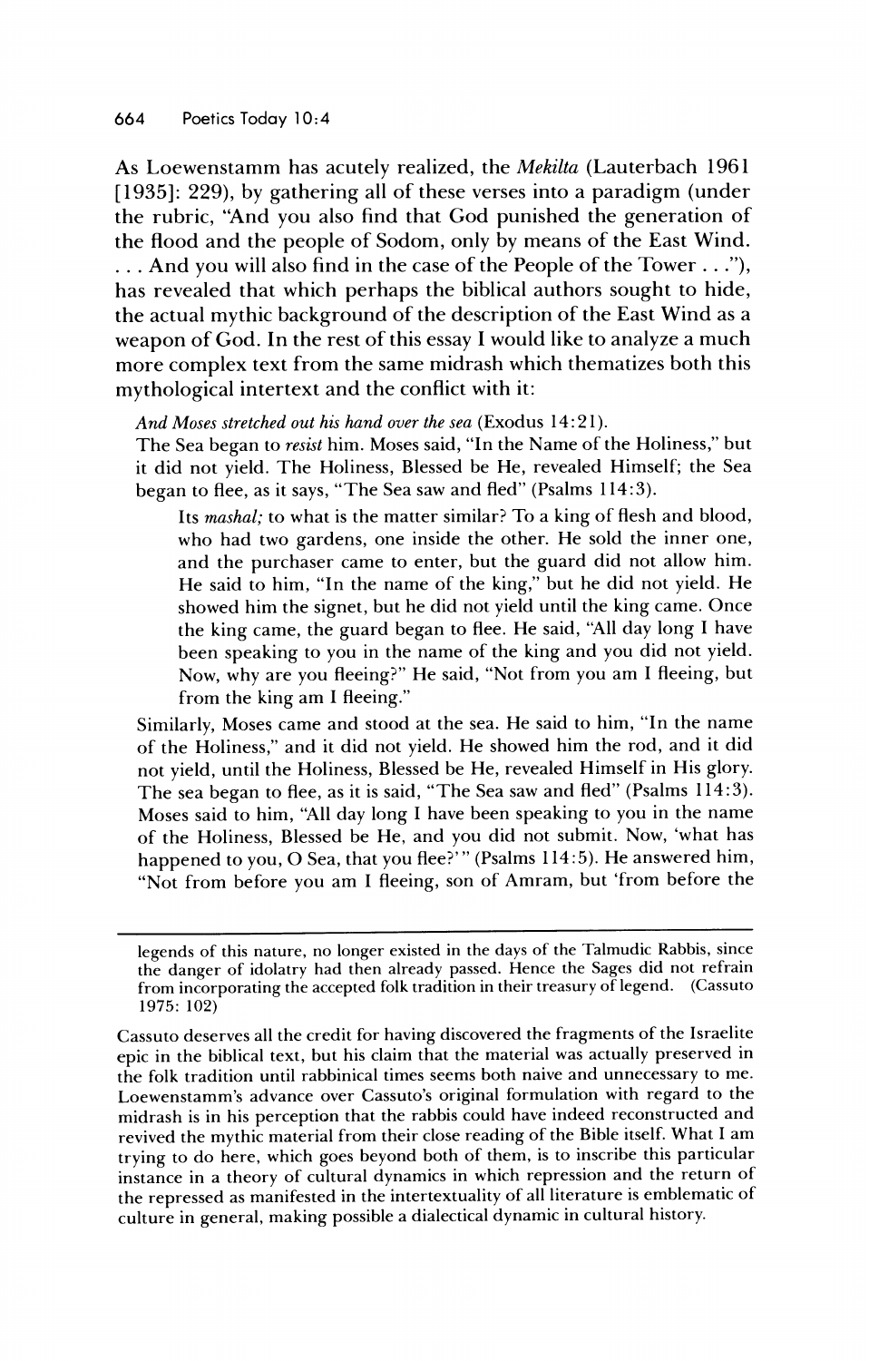As Loewenstamm has acutely realized, the *Mekilta* (Lauterbach 1961 [1935]: 229), by gathering all of these verses into a paradigm (under the rubric, "And you also find that God punished the generation of the flood and the people of Sodom, only by means of the East Wind. . . . And you will also find in the case of the People of the Tower . . ."), has revealed that which perhaps the biblical authors sought to hide, the actual mythic background of the description of the East Wind as a weapon of God. In the rest of this essay I would like to analyze a much more complex text from the same midrash which thematizes both this mythological intertext and the conflict with it:

*And Moses stretched out his hand over the sea* (Exodus 14:21).
The Sea began to *resist* him. Moses said, "In the Name of the Holiness," but it did not yield. The Holiness, Blessed be He, revealed Himself; the Sea began to flee, as it says, "The Sea saw and fled" (Psalms 114:3).

> Its *mashal;* to what is the matter similar? To a king of flesh and blood, who had two gardens, one inside the other. He sold the inner one, and the purchaser came to enter, but the guard did not allow him. He said to him, "In the name of the king," but he did not yield. He showed him the signet, but he did not yield until the king came. Once the king came, the guard began to flee. He said, "All day long I have been speaking to you in the name of the king and you did not yield. Now, why are you fleeing?" He said, "Not from you am I fleeing, but from the king am I fleeing."

Similarly, Moses came and stood at the sea. He said to him, "In the name of the Holiness," and it did not yield. He showed him the rod, and it did not yield, until the Holiness, Blessed be He, revealed Himself in His glory. The sea began to flee, as it is said, "The Sea saw and fled" (Psalms 114:3). Moses said to him, "All day long I have been speaking to you in the name of the Holiness, Blessed be He, and you did not submit. Now, 'what has happened to you, O Sea, that you flee?'" (Psalms 114:5). He answered him, "Not from before you am I fleeing, son of Amram, but 'from before the

---

legends of this nature, no longer existed in the days of the Talmudic Rabbis, since the danger of idolatry had then already passed. Hence the Sages did not refrain from incorporating the accepted folk tradition in their treasury of legend. (Cassuto 1975: 102)

Cassuto deserves all the credit for having discovered the fragments of the Israelite epic in the biblical text, but his claim that the material was actually preserved in the folk tradition until rabbinical times seems both naive and unnecessary to me. Loewenstamm's advance over Cassuto's original formulation with regard to the midrash is in his perception that the rabbis could have indeed reconstructed and revived the mythic material from their close reading of the Bible itself. What I am trying to do here, which goes beyond both of them, is to inscribe this particular instance in a theory of cultural dynamics in which repression and the return of the repressed as manifested in the intertextuality of all literature is emblematic of culture in general, making possible a dialectical dynamic in cultural history.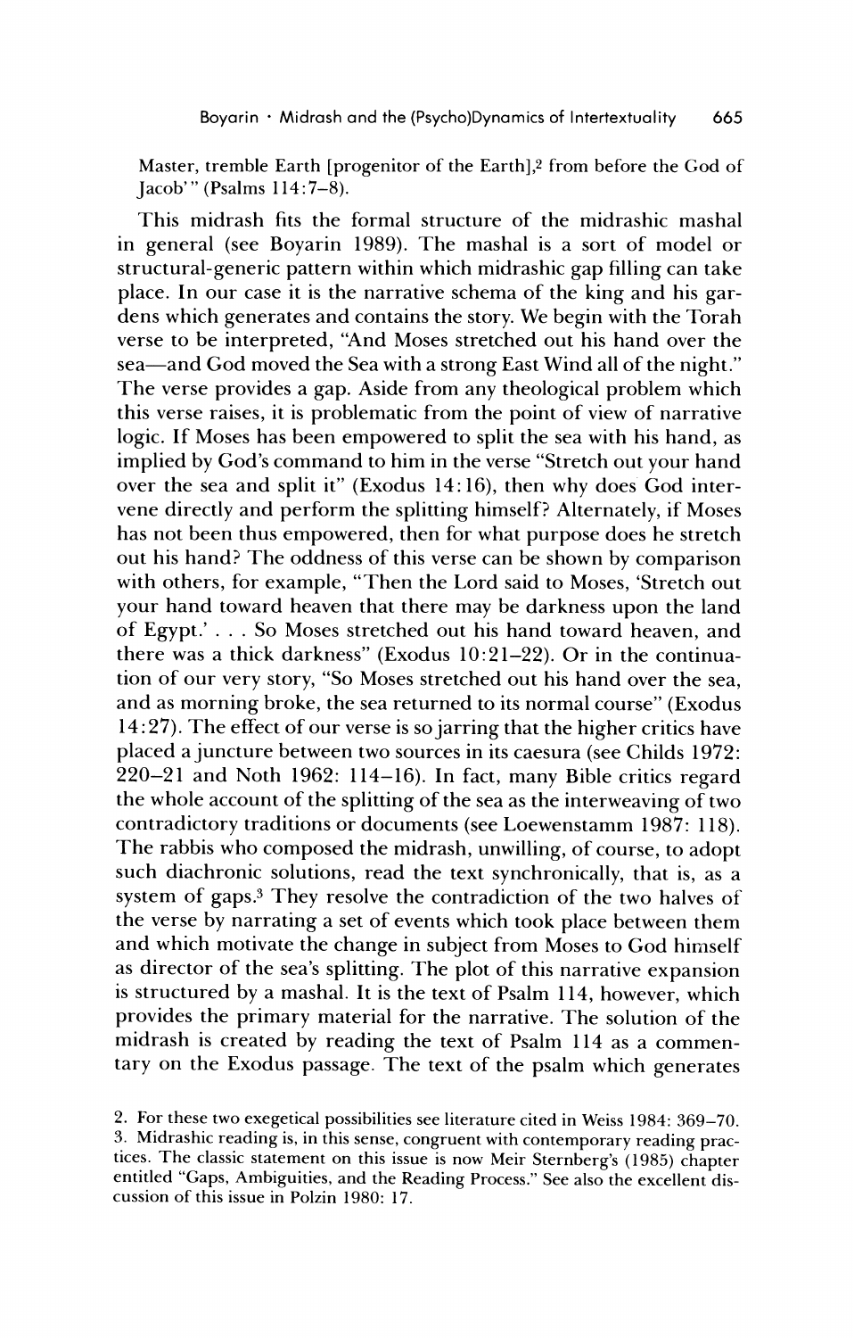Master, tremble Earth [progenitor of the Earth],[2] from before the God of Jacob'" (Psalms 114:7–8).

This midrash fits the formal structure of the midrashic mashal in general (see Boyarin 1989). The mashal is a sort of model or structural-generic pattern within which midrashic gap filling can take place. In our case it is the narrative schema of the king and his gardens which generates and contains the story. We begin with the Torah verse to be interpreted, "And Moses stretched out his hand over the sea—and God moved the Sea with a strong East Wind all of the night." The verse provides a gap. Aside from any theological problem which this verse raises, it is problematic from the point of view of narrative logic. If Moses has been empowered to split the sea with his hand, as implied by God's command to him in the verse "Stretch out your hand over the sea and split it" (Exodus 14:16), then why does God intervene directly and perform the splitting himself? Alternately, if Moses has not been thus empowered, then for what purpose does he stretch out his hand? The oddness of this verse can be shown by comparison with others, for example, "Then the Lord said to Moses, 'Stretch out your hand toward heaven that there may be darkness upon the land of Egypt.' . . . So Moses stretched out his hand toward heaven, and there was a thick darkness" (Exodus 10:21–22). Or in the continuation of our very story, "So Moses stretched out his hand over the sea, and as morning broke, the sea returned to its normal course" (Exodus 14:27). The effect of our verse is so jarring that the higher critics have placed a juncture between two sources in its caesura (see Childs 1972: 220–21 and Noth 1962: 114–16). In fact, many Bible critics regard the whole account of the splitting of the sea as the interweaving of two contradictory traditions or documents (see Loewenstamm 1987: 118). The rabbis who composed the midrash, unwilling, of course, to adopt such diachronic solutions, read the text synchronically, that is, as a system of gaps.[3] They resolve the contradiction of the two halves of the verse by narrating a set of events which took place between them and which motivate the change in subject from Moses to God himself as director of the sea's splitting. The plot of this narrative expansion is structured by a mashal. It is the text of Psalm 114, however, which provides the primary material for the narrative. The solution of the midrash is created by reading the text of Psalm 114 as a commentary on the Exodus passage. The text of the psalm which generates

2. For these two exegetical possibilities see literature cited in Weiss 1984: 369–70.

3. Midrashic reading is, in this sense, congruent with contemporary reading practices. The classic statement on this issue is now Meir Sternberg's (1985) chapter entitled "Gaps, Ambiguities, and the Reading Process." See also the excellent discussion of this issue in Polzin 1980: 17.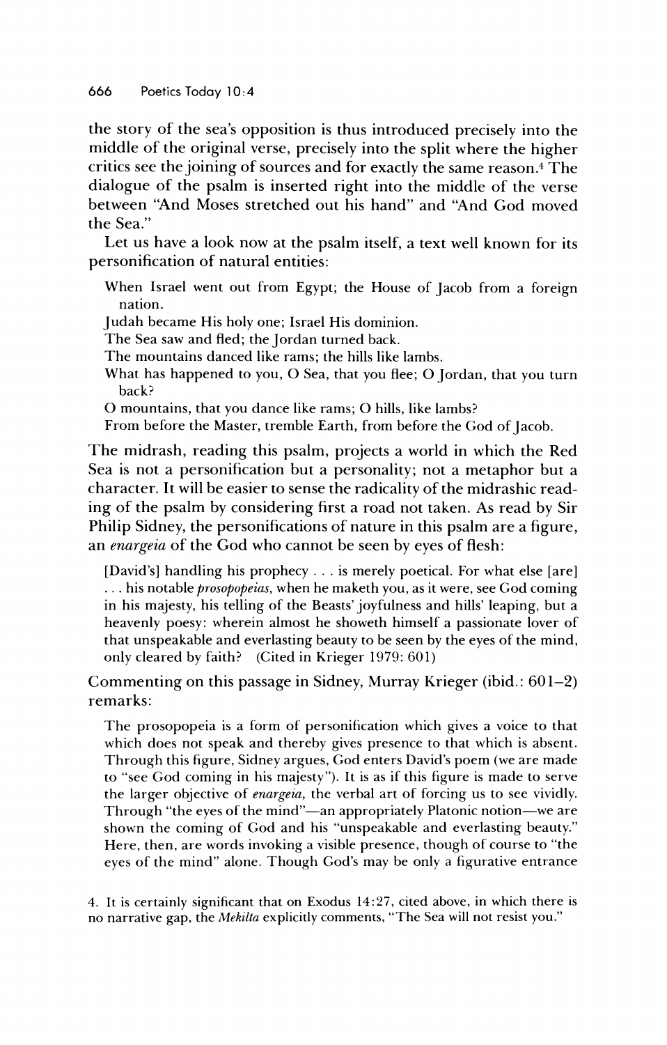the story of the sea's opposition is thus introduced precisely into the middle of the original verse, precisely into the split where the higher critics see the joining of sources and for exactly the same reason.[4] The dialogue of the psalm is inserted right into the middle of the verse between "And Moses stretched out his hand" and "And God moved the Sea."

Let us have a look now at the psalm itself, a text well known for its personification of natural entities:

> When Israel went out from Egypt; the House of Jacob from a foreign nation.
> Judah became His holy one; Israel His dominion.
> The Sea saw and fled; the Jordan turned back.
> The mountains danced like rams; the hills like lambs.
> What has happened to you, O Sea, that you flee; O Jordan, that you turn back?
> O mountains, that you dance like rams; O hills, like lambs?
> From before the Master, tremble Earth, from before the God of Jacob.

The midrash, reading this psalm, projects a world in which the Red Sea is not a personification but a personality; not a metaphor but a character. It will be easier to sense the radicality of the midrashic reading of the psalm by considering first a road not taken. As read by Sir Philip Sidney, the personifications of nature in this psalm are a figure, an *enargeia* of the God who cannot be seen by eyes of flesh:

> [David's] handling his prophecy . . . is merely poetical. For what else [are] . . . his notable *prosopopeias*, when he maketh you, as it were, see God coming in his majesty, his telling of the Beasts' joyfulness and hills' leaping, but a heavenly poesy: wherein almost he showeth himself a passionate lover of that unspeakable and everlasting beauty to be seen by the eyes of the mind, only cleared by faith? (Cited in Krieger 1979: 601)

Commenting on this passage in Sidney, Murray Krieger (ibid.: 601–2) remarks:

> The prosopopeia is a form of personification which gives a voice to that which does not speak and thereby gives presence to that which is absent. Through this figure, Sidney argues, God enters David's poem (we are made to "see God coming in his majesty"). It is as if this figure is made to serve the larger objective of *enargeia*, the verbal art of forcing us to see vividly. Through "the eyes of the mind"—an appropriately Platonic notion—we are shown the coming of God and his "unspeakable and everlasting beauty." Here, then, are words invoking a visible presence, though of course to "the eyes of the mind" alone. Though God's may be only a figurative entrance

4. It is certainly significant that on Exodus 14:27, cited above, in which there is no narrative gap, the *Mekilta* explicitly comments, "The Sea will not resist you."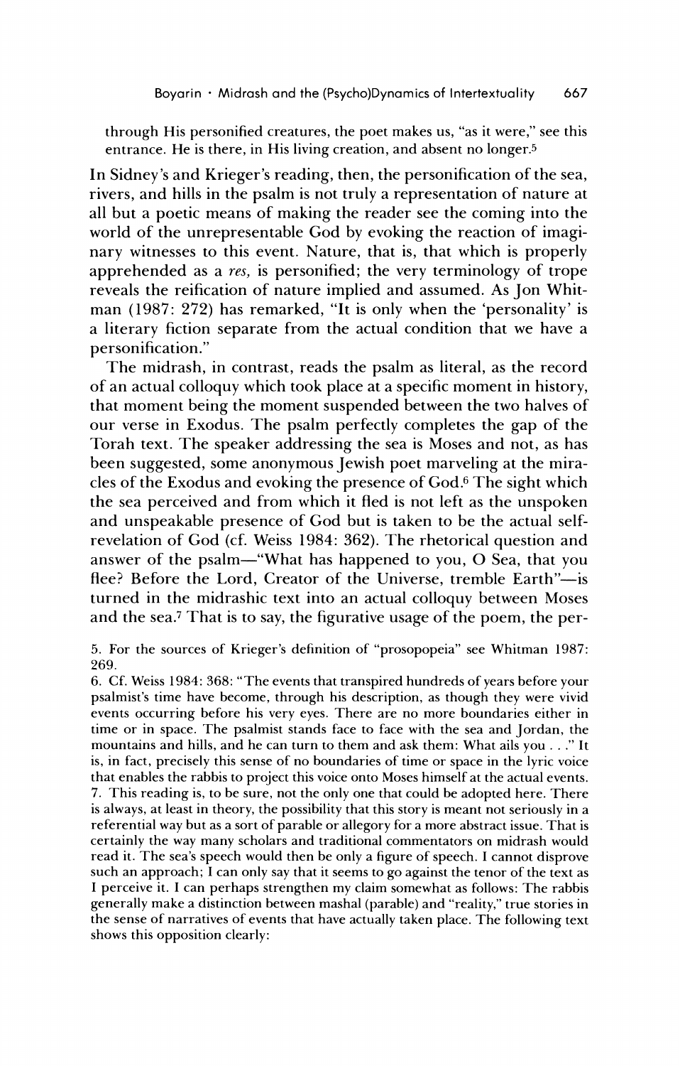through His personified creatures, the poet makes us, "as it were," see this entrance. He is there, in His living creation, and absent no longer.[5]

In Sidney's and Krieger's reading, then, the personification of the sea, rivers, and hills in the psalm is not truly a representation of nature at all but a poetic means of making the reader see the coming into the world of the unrepresentable God by evoking the reaction of imaginary witnesses to this event. Nature, that is, that which is properly apprehended as a *res*, is personified; the very terminology of trope reveals the reification of nature implied and assumed. As Jon Whitman (1987: 272) has remarked, "It is only when the 'personality' is a literary fiction separate from the actual condition that we have a personification."

The midrash, in contrast, reads the psalm as literal, as the record of an actual colloquy which took place at a specific moment in history, that moment being the moment suspended between the two halves of our verse in Exodus. The psalm perfectly completes the gap of the Torah text. The speaker addressing the sea is Moses and not, as has been suggested, some anonymous Jewish poet marveling at the miracles of the Exodus and evoking the presence of God.[6] The sight which the sea perceived and from which it fled is not left as the unspoken and unspeakable presence of God but is taken to be the actual self-revelation of God (cf. Weiss 1984: 362). The rhetorical question and answer of the psalm—"What has happened to you, O Sea, that you flee? Before the Lord, Creator of the Universe, tremble Earth"—is turned in the midrashic text into an actual colloquy between Moses and the sea.[7] That is to say, the figurative usage of the poem, the per-

5. For the sources of Krieger's definition of "prosopopeia" see Whitman 1987: 269.

6. Cf. Weiss 1984: 368: "The events that transpired hundreds of years before your psalmist's time have become, through his description, as though they were vivid events occurring before his very eyes. There are no more boundaries either in time or in space. The psalmist stands face to face with the sea and Jordan, the mountains and hills, and he can turn to them and ask them: What ails you . . ." It is, in fact, precisely this sense of no boundaries of time or space in the lyric voice that enables the rabbis to project this voice onto Moses himself at the actual events.

7. This reading is, to be sure, not the only one that could be adopted here. There is always, at least in theory, the possibility that this story is meant not seriously in a referential way but as a sort of parable or allegory for a more abstract issue. That is certainly the way many scholars and traditional commentators on midrash would read it. The sea's speech would then be only a figure of speech. I cannot disprove such an approach; I can only say that it seems to go against the tenor of the text as I perceive it. I can perhaps strengthen my claim somewhat as follows: The rabbis generally make a distinction between mashal (parable) and "reality," true stories in the sense of narratives of events that have actually taken place. The following text shows this opposition clearly: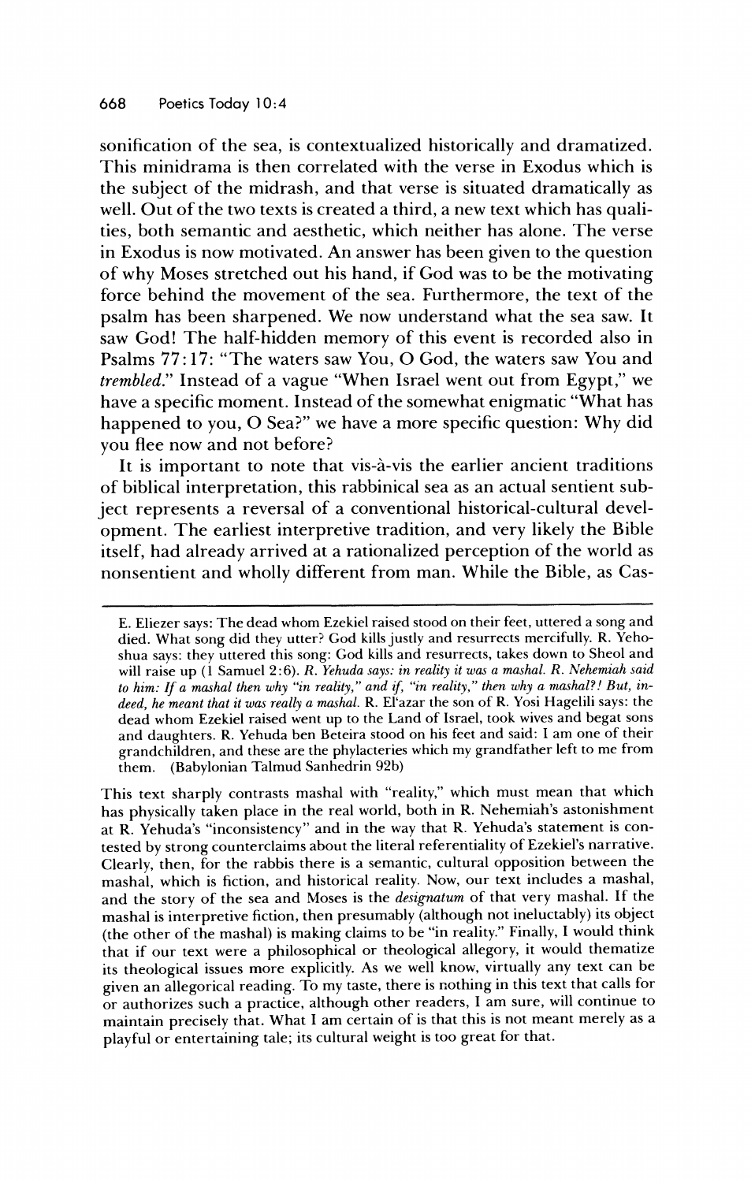sonification of the sea, is contextualized historically and dramatized. This minidrama is then correlated with the verse in Exodus which is the subject of the midrash, and that verse is situated dramatically as well. Out of the two texts is created a third, a new text which has qualities, both semantic and aesthetic, which neither has alone. The verse in Exodus is now motivated. An answer has been given to the question of why Moses stretched out his hand, if God was to be the motivating force behind the movement of the sea. Furthermore, the text of the psalm has been sharpened. We now understand what the sea saw. It saw God! The half-hidden memory of this event is recorded also in Psalms 77:17: "The waters saw You, O God, the waters saw You and *trembled*." Instead of a vague "When Israel went out from Egypt," we have a specific moment. Instead of the somewhat enigmatic "What has happened to you, O Sea?" we have a more specific question: Why did you flee now and not before?

It is important to note that vis-à-vis the earlier ancient traditions of biblical interpretation, this rabbinical sea as an actual sentient subject represents a reversal of a conventional historical-cultural development. The earliest interpretive tradition, and very likely the Bible itself, had already arrived at a rationalized perception of the world as nonsentient and wholly different from man. While the Bible, as Cas-

---

E. Eliezer says: The dead whom Ezekiel raised stood on their feet, uttered a song and died. What song did they utter? God kills justly and resurrects mercifully. R. Yehoshua says: they uttered this song: God kills and resurrects, takes down to Sheol and will raise up (1 Samuel 2:6). *R. Yehuda says: in reality it was a mashal. R. Nehemiah said to him: If a mashal then why "in reality," and if, "in reality," then why a mashal?! But, indeed, he meant that it was really a mashal.* R. El'azar the son of R. Yosi Hagelili says: the dead whom Ezekiel raised went up to the Land of Israel, took wives and begat sons and daughters. R. Yehuda ben Beteira stood on his feet and said: I am one of their grandchildren, and these are the phylacteries which my grandfather left to me from them. (Babylonian Talmud Sanhedrin 92b)

This text sharply contrasts mashal with "reality," which must mean that which has physically taken place in the real world, both in R. Nehemiah's astonishment at R. Yehuda's "inconsistency" and in the way that R. Yehuda's statement is contested by strong counterclaims about the literal referentiality of Ezekiel's narrative. Clearly, then, for the rabbis there is a semantic, cultural opposition between the mashal, which is fiction, and historical reality. Now, our text includes a mashal, and the story of the sea and Moses is the *designatum* of that very mashal. If the mashal is interpretive fiction, then presumably (although not ineluctably) its object (the other of the mashal) is making claims to be "in reality." Finally, I would think that if our text were a philosophical or theological allegory, it would thematize its theological issues more explicitly. As we well know, virtually any text can be given an allegorical reading. To my taste, there is nothing in this text that calls for or authorizes such a practice, although other readers, I am sure, will continue to maintain precisely that. What I am certain of is that this is not meant merely as a playful or entertaining tale; its cultural weight is too great for that.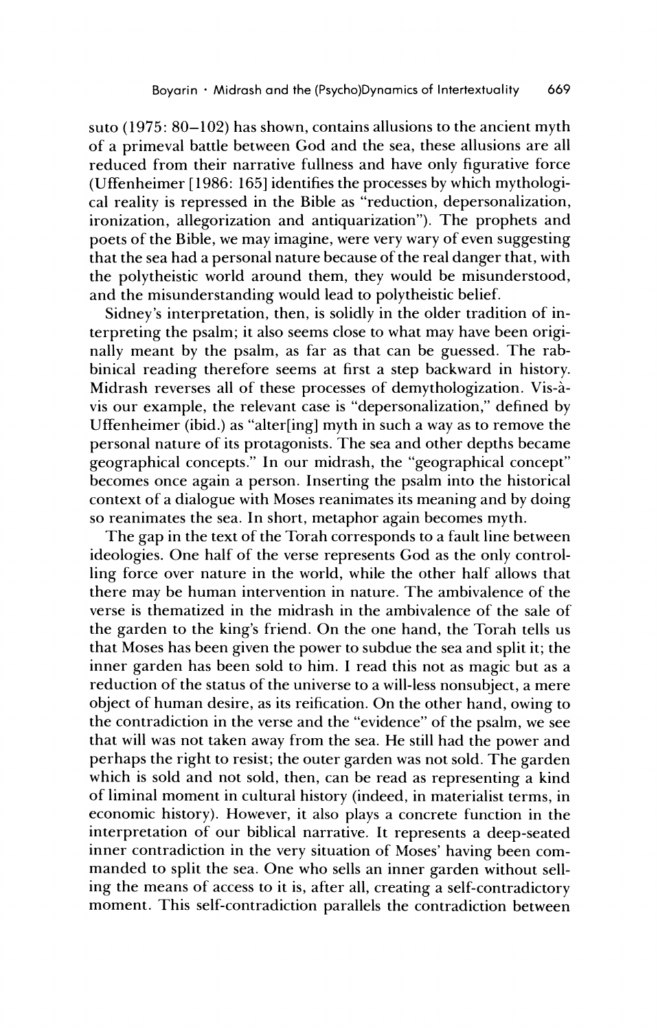suto (1975: 80–102) has shown, contains allusions to the ancient myth of a primeval battle between God and the sea, these allusions are all reduced from their narrative fullness and have only figurative force (Uffenheimer [1986: 165] identifies the processes by which mythological reality is repressed in the Bible as "reduction, depersonalization, ironization, allegorization and antiquarization"). The prophets and poets of the Bible, we may imagine, were very wary of even suggesting that the sea had a personal nature because of the real danger that, with the polytheistic world around them, they would be misunderstood, and the misunderstanding would lead to polytheistic belief.

Sidney's interpretation, then, is solidly in the older tradition of interpreting the psalm; it also seems close to what may have been originally meant by the psalm, as far as that can be guessed. The rabbinical reading therefore seems at first a step backward in history. Midrash reverses all of these processes of demythologization. Vis-à-vis our example, the relevant case is "depersonalization," defined by Uffenheimer (ibid.) as "alter[ing] myth in such a way as to remove the personal nature of its protagonists. The sea and other depths became geographical concepts." In our midrash, the "geographical concept" becomes once again a person. Inserting the psalm into the historical context of a dialogue with Moses reanimates its meaning and by doing so reanimates the sea. In short, metaphor again becomes myth.

The gap in the text of the Torah corresponds to a fault line between ideologies. One half of the verse represents God as the only controlling force over nature in the world, while the other half allows that there may be human intervention in nature. The ambivalence of the verse is thematized in the midrash in the ambivalence of the sale of the garden to the king's friend. On the one hand, the Torah tells us that Moses has been given the power to subdue the sea and split it; the inner garden has been sold to him. I read this not as magic but as a reduction of the status of the universe to a will-less nonsubject, a mere object of human desire, as its reification. On the other hand, owing to the contradiction in the verse and the "evidence" of the psalm, we see that will was not taken away from the sea. He still had the power and perhaps the right to resist; the outer garden was not sold. The garden which is sold and not sold, then, can be read as representing a kind of liminal moment in cultural history (indeed, in materialist terms, in economic history). However, it also plays a concrete function in the interpretation of our biblical narrative. It represents a deep-seated inner contradiction in the very situation of Moses' having been commanded to split the sea. One who sells an inner garden without selling the means of access to it is, after all, creating a self-contradictory moment. This self-contradiction parallels the contradiction between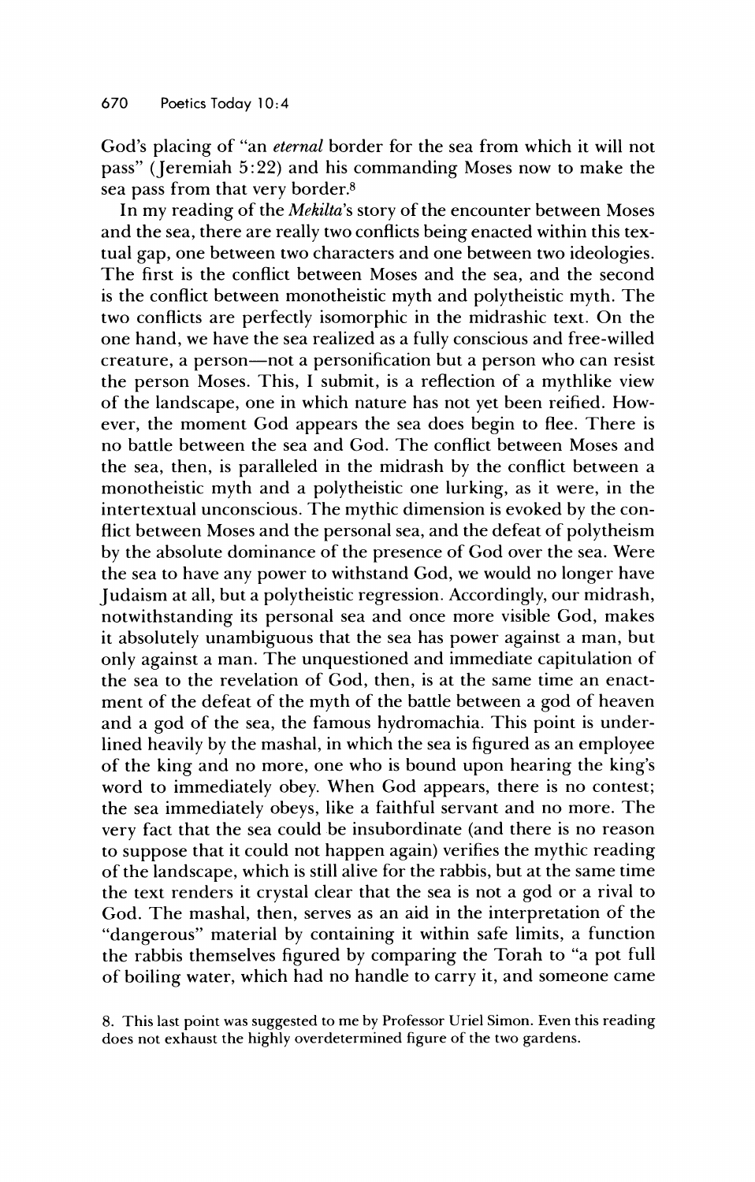God's placing of "an *eternal* border for the sea from which it will not pass" (Jeremiah 5:22) and his commanding Moses now to make the sea pass from that very border.[8]

In my reading of the *Mekilta*'s story of the encounter between Moses and the sea, there are really two conflicts being enacted within this textual gap, one between two characters and one between two ideologies. The first is the conflict between Moses and the sea, and the second is the conflict between monotheistic myth and polytheistic myth. The two conflicts are perfectly isomorphic in the midrashic text. On the one hand, we have the sea realized as a fully conscious and free-willed creature, a person—not a personification but a person who can resist the person Moses. This, I submit, is a reflection of a mythlike view of the landscape, one in which nature has not yet been reified. However, the moment God appears the sea does begin to flee. There is no battle between the sea and God. The conflict between Moses and the sea, then, is paralleled in the midrash by the conflict between a monotheistic myth and a polytheistic one lurking, as it were, in the intertextual unconscious. The mythic dimension is evoked by the conflict between Moses and the personal sea, and the defeat of polytheism by the absolute dominance of the presence of God over the sea. Were the sea to have any power to withstand God, we would no longer have Judaism at all, but a polytheistic regression. Accordingly, our midrash, notwithstanding its personal sea and once more visible God, makes it absolutely unambiguous that the sea has power against a man, but only against a man. The unquestioned and immediate capitulation of the sea to the revelation of God, then, is at the same time an enactment of the defeat of the myth of the battle between a god of heaven and a god of the sea, the famous hydromachia. This point is underlined heavily by the mashal, in which the sea is figured as an employee of the king and no more, one who is bound upon hearing the king's word to immediately obey. When God appears, there is no contest; the sea immediately obeys, like a faithful servant and no more. The very fact that the sea could be insubordinate (and there is no reason to suppose that it could not happen again) verifies the mythic reading of the landscape, which is still alive for the rabbis, but at the same time the text renders it crystal clear that the sea is not a god or a rival to God. The mashal, then, serves as an aid in the interpretation of the "dangerous" material by containing it within safe limits, a function the rabbis themselves figured by comparing the Torah to "a pot full of boiling water, which had no handle to carry it, and someone came

8. This last point was suggested to me by Professor Uriel Simon. Even this reading does not exhaust the highly overdetermined figure of the two gardens.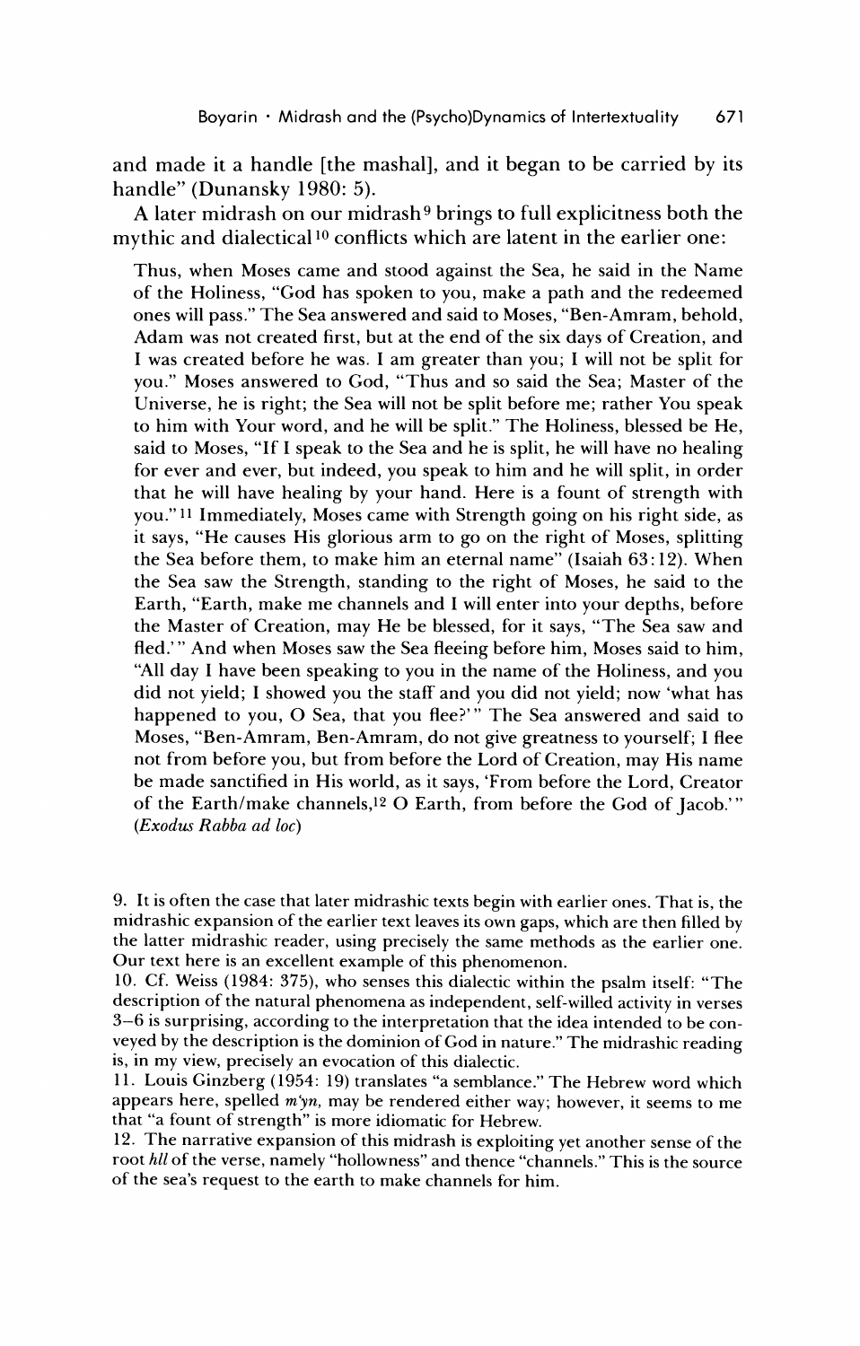and made it a handle [the mashal], and it began to be carried by its handle" (Dunansky 1980: 5).

A later midrash on our midrash[9] brings to full explicitness both the mythic and dialectical[10] conflicts which are latent in the earlier one:

> Thus, when Moses came and stood against the Sea, he said in the Name of the Holiness, "God has spoken to you, make a path and the redeemed ones will pass." The Sea answered and said to Moses, "Ben-Amram, behold, Adam was not created first, but at the end of the six days of Creation, and I was created before he was. I am greater than you; I will not be split for you." Moses answered to God, "Thus and so said the Sea; Master of the Universe, he is right; the Sea will not be split before me; rather You speak to him with Your word, and he will be split." The Holiness, blessed be He, said to Moses, "If I speak to the Sea and he is split, he will have no healing for ever and ever, but indeed, you speak to him and he will split, in order that he will have healing by your hand. Here is a fount of strength with you."[11] Immediately, Moses came with Strength going on his right side, as it says, "He causes His glorious arm to go on the right of Moses, splitting the Sea before them, to make him an eternal name" (Isaiah 63:12). When the Sea saw the Strength, standing to the right of Moses, he said to the Earth, "Earth, make me channels and I will enter into your depths, before the Master of Creation, may He be blessed, for it says, "The Sea saw and fled.'" And when Moses saw the Sea fleeing before him, Moses said to him, "All day I have been speaking to you in the name of the Holiness, and you did not yield; I showed you the staff and you did not yield; now 'what has happened to you, O Sea, that you flee?'" The Sea answered and said to Moses, "Ben-Amram, Ben-Amram, do not give greatness to yourself; I flee not from before you, but from before the Lord of Creation, may His name be made sanctified in His world, as it says, 'From before the Lord, Creator of the Earth/make channels,[12] O Earth, from before the God of Jacob.'" (*Exodus Rabba ad loc*)

9. It is often the case that later midrashic texts begin with earlier ones. That is, the midrashic expansion of the earlier text leaves its own gaps, which are then filled by the latter midrashic reader, using precisely the same methods as the earlier one. Our text here is an excellent example of this phenomenon.

10. Cf. Weiss (1984: 375), who senses this dialectic within the psalm itself: "The description of the natural phenomena as independent, self-willed activity in verses 3–6 is surprising, according to the interpretation that the idea intended to be conveyed by the description is the dominion of God in nature." The midrashic reading is, in my view, precisely an evocation of this dialectic.

11. Louis Ginzberg (1954: 19) translates "a semblance." The Hebrew word which appears here, spelled *m'yn*, may be rendered either way; however, it seems to me that "a fount of strength" is more idiomatic for Hebrew.

12. The narrative expansion of this midrash is exploiting yet another sense of the root *hll* of the verse, namely "hollowness" and thence "channels." This is the source of the sea's request to the earth to make channels for him.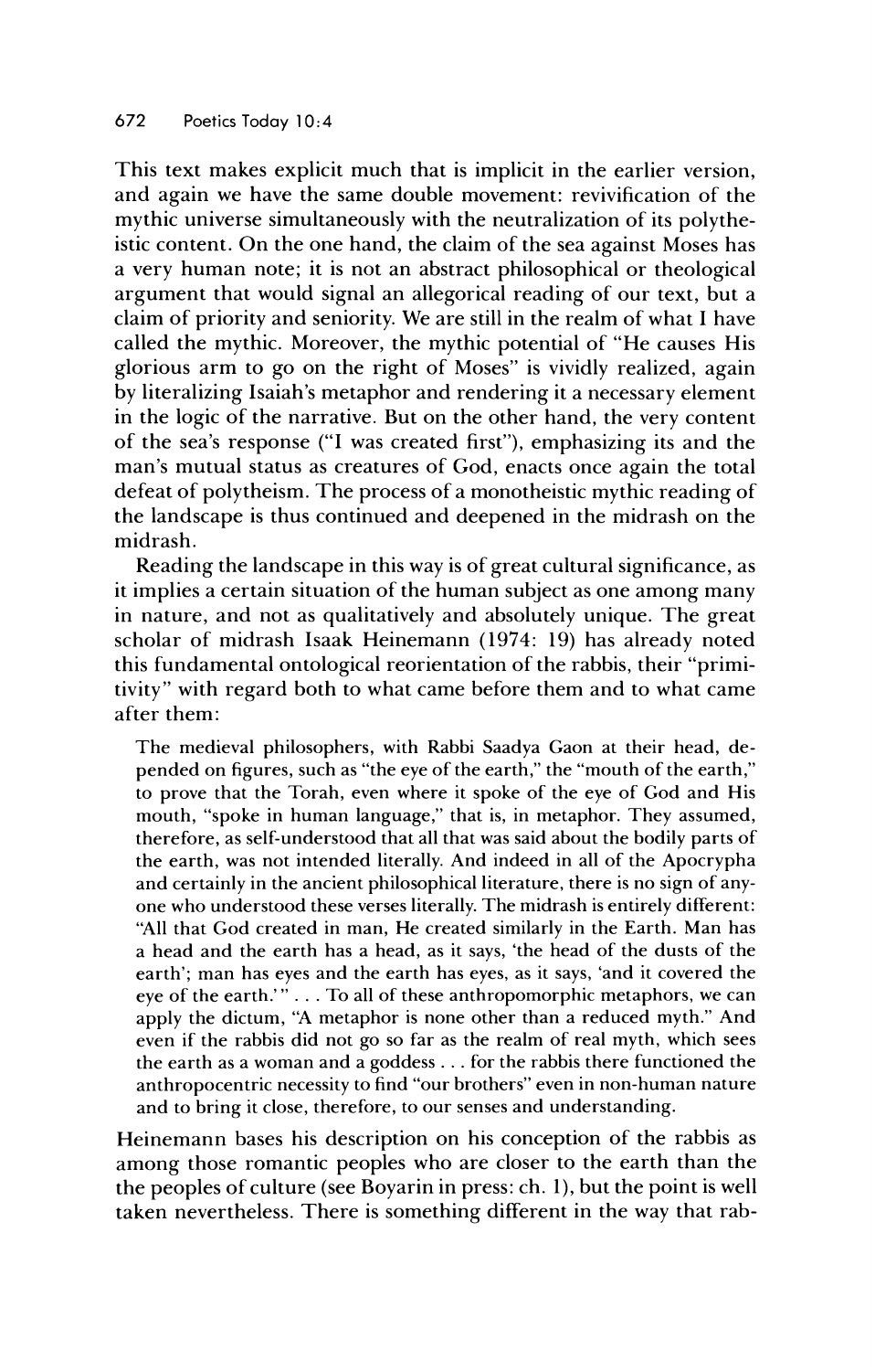This text makes explicit much that is implicit in the earlier version, and again we have the same double movement: revivification of the mythic universe simultaneously with the neutralization of its polytheistic content. On the one hand, the claim of the sea against Moses has a very human note; it is not an abstract philosophical or theological argument that would signal an allegorical reading of our text, but a claim of priority and seniority. We are still in the realm of what I have called the mythic. Moreover, the mythic potential of "He causes His glorious arm to go on the right of Moses" is vividly realized, again by literalizing Isaiah's metaphor and rendering it a necessary element in the logic of the narrative. But on the other hand, the very content of the sea's response ("I was created first"), emphasizing its and the man's mutual status as creatures of God, enacts once again the total defeat of polytheism. The process of a monotheistic mythic reading of the landscape is thus continued and deepened in the midrash on the midrash.

Reading the landscape in this way is of great cultural significance, as it implies a certain situation of the human subject as one among many in nature, and not as qualitatively and absolutely unique. The great scholar of midrash Isaak Heinemann (1974: 19) has already noted this fundamental ontological reorientation of the rabbis, their "primitivity" with regard both to what came before them and to what came after them:

> The medieval philosophers, with Rabbi Saadya Gaon at their head, depended on figures, such as "the eye of the earth," the "mouth of the earth," to prove that the Torah, even where it spoke of the eye of God and His mouth, "spoke in human language," that is, in metaphor. They assumed, therefore, as self-understood that all that was said about the bodily parts of the earth, was not intended literally. And indeed in all of the Apocrypha and certainly in the ancient philosophical literature, there is no sign of anyone who understood these verses literally. The midrash is entirely different: "All that God created in man, He created similarly in the Earth. Man has a head and the earth has a head, as it says, 'the head of the dusts of the earth'; man has eyes and the earth has eyes, as it says, 'and it covered the eye of the earth.'" . . . To all of these anthropomorphic metaphors, we can apply the dictum, "A metaphor is none other than a reduced myth." And even if the rabbis did not go so far as the realm of real myth, which sees the earth as a woman and a goddess . . . for the rabbis there functioned the anthropocentric necessity to find "our brothers" even in non-human nature and to bring it close, therefore, to our senses and understanding.

Heinemann bases his description on his conception of the rabbis as among those romantic peoples who are closer to the earth than the the peoples of culture (see Boyarin in press: ch. 1), but the point is well taken nevertheless. There is something different in the way that rab-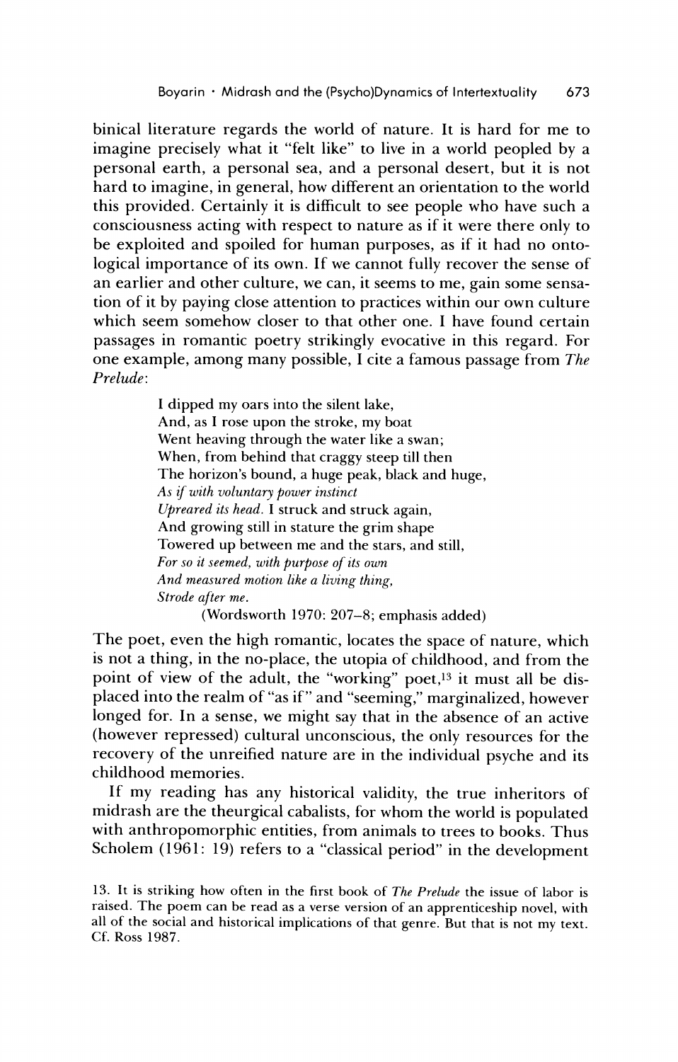binical literature regards the world of nature. It is hard for me to imagine precisely what it "felt like" to live in a world peopled by a personal earth, a personal sea, and a personal desert, but it is not hard to imagine, in general, how different an orientation to the world this provided. Certainly it is difficult to see people who have such a consciousness acting with respect to nature as if it were there only to be exploited and spoiled for human purposes, as if it had no ontological importance of its own. If we cannot fully recover the sense of an earlier and other culture, we can, it seems to me, gain some sensation of it by paying close attention to practices within our own culture which seem somehow closer to that other one. I have found certain passages in romantic poetry strikingly evocative in this regard. For one example, among many possible, I cite a famous passage from *The Prelude*:

> I dipped my oars into the silent lake,
> And, as I rose upon the stroke, my boat
> Went heaving through the water like a swan;
> When, from behind that craggy steep till then
> The horizon's bound, a huge peak, black and huge,
> *As if with voluntary power instinct*
> *Upreared its head.* I struck and struck again,
> And growing still in stature the grim shape
> Towered up between me and the stars, and still,
> *For so it seemed, with purpose of its own*
> *And measured motion like a living thing,*
> *Strode after me.*
>
> (Wordsworth 1970: 207–8; emphasis added)

The poet, even the high romantic, locates the space of nature, which is not a thing, in the no-place, the utopia of childhood, and from the point of view of the adult, the "working" poet,[13] it must all be displaced into the realm of "as if" and "seeming," marginalized, however longed for. In a sense, we might say that in the absence of an active (however repressed) cultural unconscious, the only resources for the recovery of the unreified nature are in the individual psyche and its childhood memories.

If my reading has any historical validity, the true inheritors of midrash are the theurgical cabalists, for whom the world is populated with anthropomorphic entities, from animals to trees to books. Thus Scholem (1961: 19) refers to a "classical period" in the development

13. It is striking how often in the first book of *The Prelude* the issue of labor is raised. The poem can be read as a verse version of an apprenticeship novel, with all of the social and historical implications of that genre. But that is not my text. Cf. Ross 1987.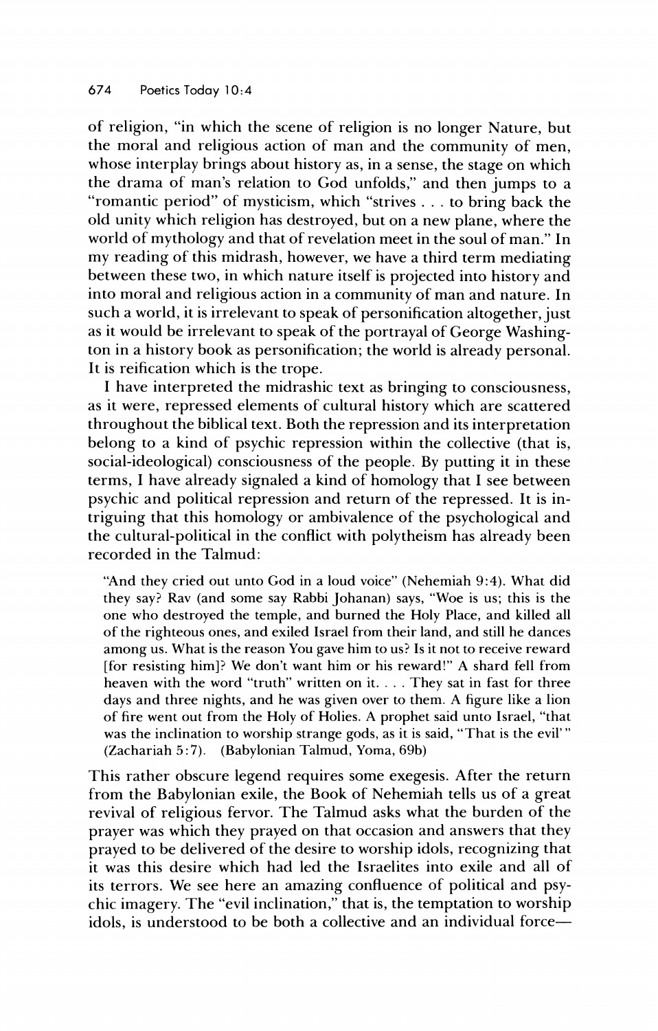of religion, "in which the scene of religion is no longer Nature, but the moral and religious action of man and the community of men, whose interplay brings about history as, in a sense, the stage on which the drama of man's relation to God unfolds," and then jumps to a "romantic period" of mysticism, which "strives . . . to bring back the old unity which religion has destroyed, but on a new plane, where the world of mythology and that of revelation meet in the soul of man." In my reading of this midrash, however, we have a third term mediating between these two, in which nature itself is projected into history and into moral and religious action in a community of man and nature. In such a world, it is irrelevant to speak of personification altogether, just as it would be irrelevant to speak of the portrayal of George Washington in a history book as personification; the world is already personal. It is reification which is the trope.

I have interpreted the midrashic text as bringing to consciousness, as it were, repressed elements of cultural history which are scattered throughout the biblical text. Both the repression and its interpretation belong to a kind of psychic repression within the collective (that is, social-ideological) consciousness of the people. By putting it in these terms, I have already signaled a kind of homology that I see between psychic and political repression and return of the repressed. It is intriguing that this homology or ambivalence of the psychological and the cultural-political in the conflict with polytheism has already been recorded in the Talmud:

> "And they cried out unto God in a loud voice" (Nehemiah 9:4). What did they say? Rav (and some say Rabbi Johanan) says, "Woe is us; this is the one who destroyed the temple, and burned the Holy Place, and killed all of the righteous ones, and exiled Israel from their land, and still he dances among us. What is the reason You gave him to us? Is it not to receive reward [for resisting him]? We don't want him or his reward!" A shard fell from heaven with the word "truth" written on it. . . . They sat in fast for three days and three nights, and he was given over to them. A figure like a lion of fire went out from the Holy of Holies. A prophet said unto Israel, "that was the inclination to worship strange gods, as it is said, "That is the evil'" (Zachariah 5:7). (Babylonian Talmud, Yoma, 69b)

This rather obscure legend requires some exegesis. After the return from the Babylonian exile, the Book of Nehemiah tells us of a great revival of religious fervor. The Talmud asks what the burden of the prayer was which they prayed on that occasion and answers that they prayed to be delivered of the desire to worship idols, recognizing that it was this desire which had led the Israelites into exile and all of its terrors. We see here an amazing confluence of political and psychic imagery. The "evil inclination," that is, the temptation to worship idols, is understood to be both a collective and an individual force—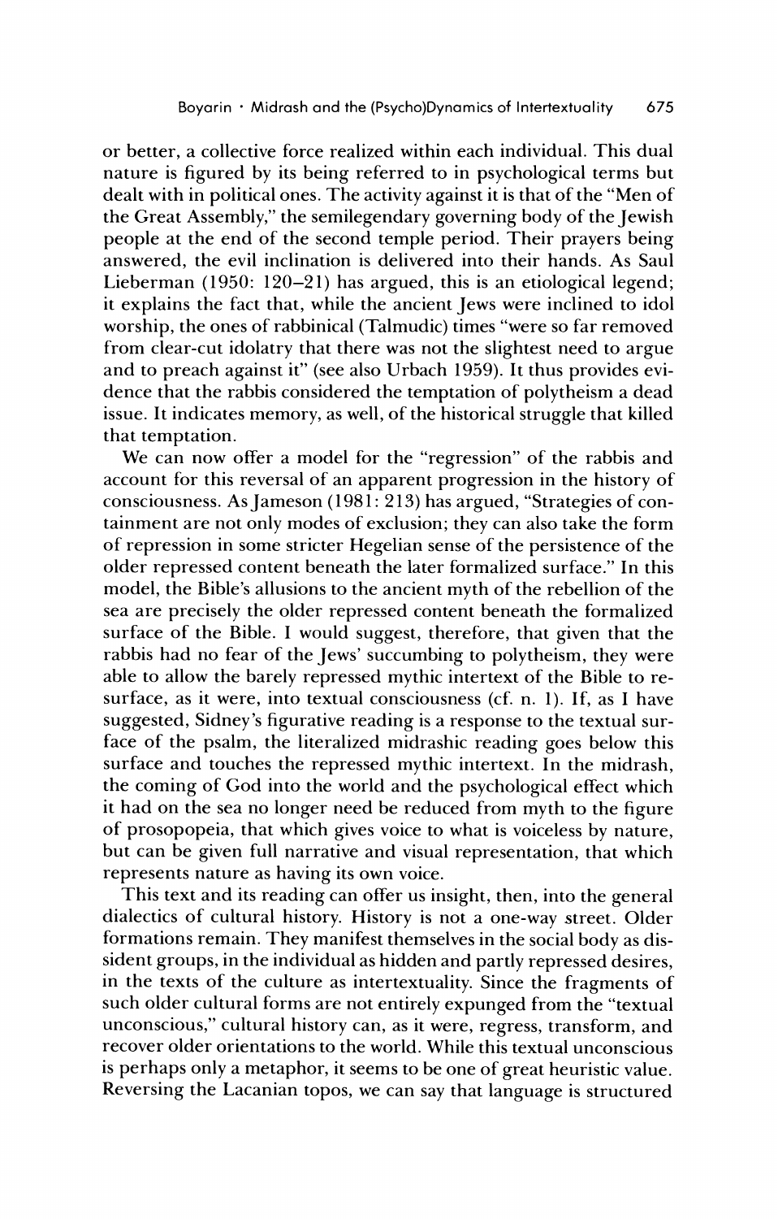or better, a collective force realized within each individual. This dual nature is figured by its being referred to in psychological terms but dealt with in political ones. The activity against it is that of the "Men of the Great Assembly," the semilegendary governing body of the Jewish people at the end of the second temple period. Their prayers being answered, the evil inclination is delivered into their hands. As Saul Lieberman (1950: 120–21) has argued, this is an etiological legend; it explains the fact that, while the ancient Jews were inclined to idol worship, the ones of rabbinical (Talmudic) times "were so far removed from clear-cut idolatry that there was not the slightest need to argue and to preach against it" (see also Urbach 1959). It thus provides evidence that the rabbis considered the temptation of polytheism a dead issue. It indicates memory, as well, of the historical struggle that killed that temptation.

We can now offer a model for the "regression" of the rabbis and account for this reversal of an apparent progression in the history of consciousness. As Jameson (1981: 213) has argued, "Strategies of containment are not only modes of exclusion; they can also take the form of repression in some stricter Hegelian sense of the persistence of the older repressed content beneath the later formalized surface." In this model, the Bible's allusions to the ancient myth of the rebellion of the sea are precisely the older repressed content beneath the formalized surface of the Bible. I would suggest, therefore, that given that the rabbis had no fear of the Jews' succumbing to polytheism, they were able to allow the barely repressed mythic intertext of the Bible to resurface, as it were, into textual consciousness (cf. n. 1). If, as I have suggested, Sidney's figurative reading is a response to the textual surface of the psalm, the literalized midrashic reading goes below this surface and touches the repressed mythic intertext. In the midrash, the coming of God into the world and the psychological effect which it had on the sea no longer need be reduced from myth to the figure of prosopopeia, that which gives voice to what is voiceless by nature, but can be given full narrative and visual representation, that which represents nature as having its own voice.

This text and its reading can offer us insight, then, into the general dialectics of cultural history. History is not a one-way street. Older formations remain. They manifest themselves in the social body as dissident groups, in the individual as hidden and partly repressed desires, in the texts of the culture as intertextuality. Since the fragments of such older cultural forms are not entirely expunged from the "textual unconscious," cultural history can, as it were, regress, transform, and recover older orientations to the world. While this textual unconscious is perhaps only a metaphor, it seems to be one of great heuristic value. Reversing the Lacanian topos, we can say that language is structured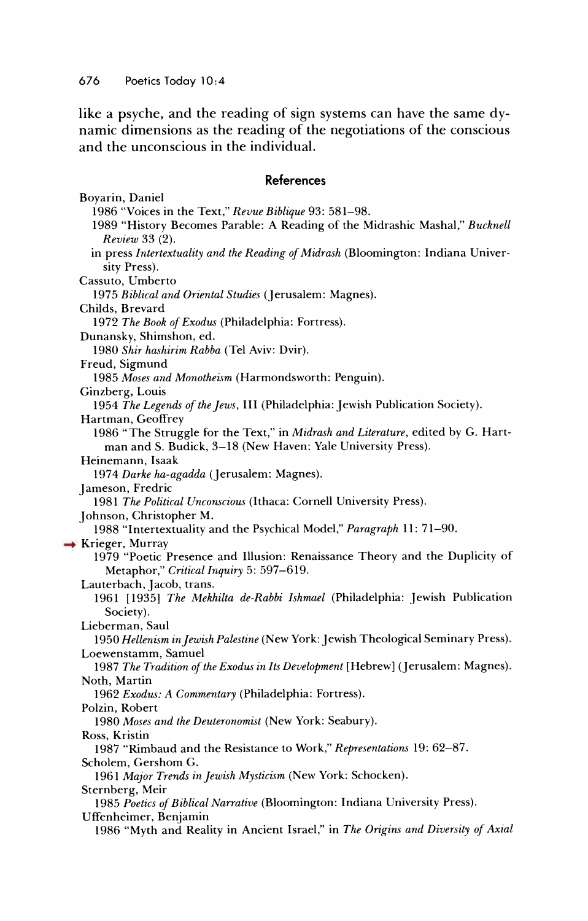like a psyche, and the reading of sign systems can have the same dynamic dimensions as the reading of the negotiations of the conscious and the unconscious in the individual.

## References

Boyarin, Daniel
  1986 "Voices in the Text," *Revue Biblique* 93: 581–98.
  1989 "History Becomes Parable: A Reading of the Midrashic Mashal," *Bucknell Review* 33 (2).
  in press *Intertextuality and the Reading of Midrash* (Bloomington: Indiana University Press).

Cassuto, Umberto
  1975 *Biblical and Oriental Studies* (Jerusalem: Magnes).

Childs, Brevard
  1972 *The Book of Exodus* (Philadelphia: Fortress).

Dunansky, Shimshon, ed.
  1980 *Shir hashirim Rabba* (Tel Aviv: Dvir).

Freud, Sigmund
  1985 *Moses and Monotheism* (Harmondsworth: Penguin).

Ginzberg, Louis
  1954 *The Legends of the Jews*, III (Philadelphia: Jewish Publication Society).

Hartman, Geoffrey
  1986 "The Struggle for the Text," in *Midrash and Literature*, edited by G. Hartman and S. Budick, 3–18 (New Haven: Yale University Press).

Heinemann, Isaak
  1974 *Darke ha-agadda* (Jerusalem: Magnes).

Jameson, Fredric
  1981 *The Political Unconscious* (Ithaca: Cornell University Press).

Johnson, Christopher M.
  1988 "Intertextuality and the Psychical Model," *Paragraph* 11: 71–90.

Krieger, Murray
  1979 "Poetic Presence and Illusion: Renaissance Theory and the Duplicity of Metaphor," *Critical Inquiry* 5: 597–619.

Lauterbach, Jacob, trans.
  1961 [1935] *The Mekhilta de-Rabbi Ishmael* (Philadelphia: Jewish Publication Society).

Lieberman, Saul
  1950 *Hellenism in Jewish Palestine* (New York: Jewish Theological Seminary Press).

Loewenstamm, Samuel
  1987 *The Tradition of the Exodus in Its Development* [Hebrew] (Jerusalem: Magnes).

Noth, Martin
  1962 *Exodus: A Commentary* (Philadelphia: Fortress).

Polzin, Robert
  1980 *Moses and the Deuteronomist* (New York: Seabury).

Ross, Kristin
  1987 "Rimbaud and the Resistance to Work," *Representations* 19: 62–87.

Scholem, Gershom G.
  1961 *Major Trends in Jewish Mysticism* (New York: Schocken).

Sternberg, Meir
  1985 *Poetics of Biblical Narrative* (Bloomington: Indiana University Press).

Uffenheimer, Benjamin
  1986 "Myth and Reality in Ancient Israel," in *The Origins and Diversity of Axial*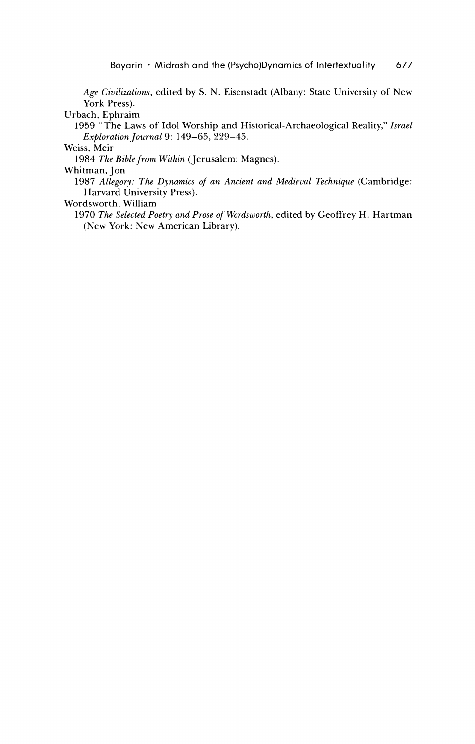*Age Civilizations*, edited by S. N. Eisenstadt (Albany: State University of New York Press).

Urbach, Ephraim

1959 "The Laws of Idol Worship and Historical-Archaeological Reality," *Israel Exploration Journal* 9: 149–65, 229–45.

Weiss, Meir

1984 *The Bible from Within* (Jerusalem: Magnes).

Whitman, Jon

1987 *Allegory: The Dynamics of an Ancient and Medieval Technique* (Cambridge: Harvard University Press).

Wordsworth, William

1970 *The Selected Poetry and Prose of Wordsworth*, edited by Geoffrey H. Hartman (New York: New American Library).